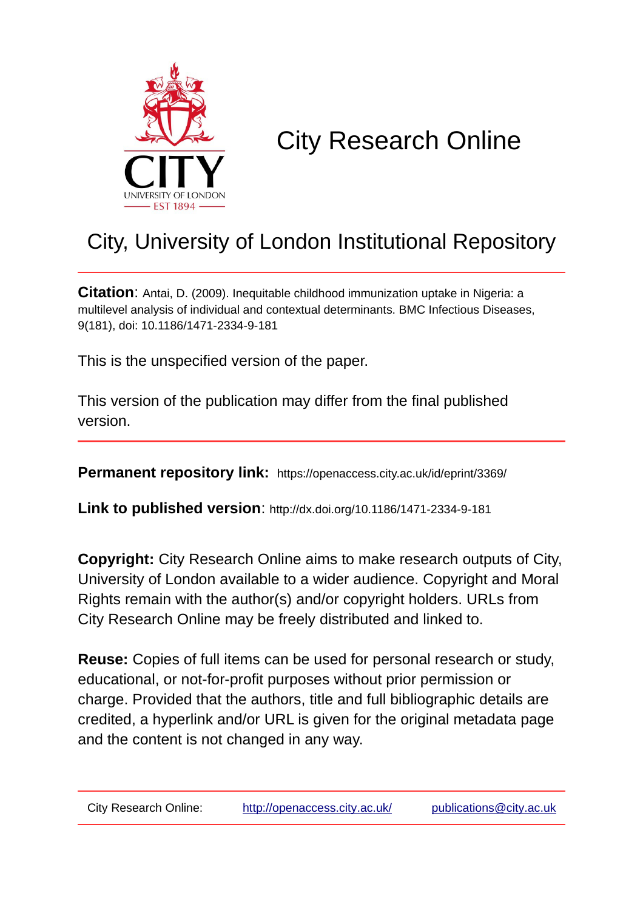# City Research Online

## City, University of London Institutional Repository

**Citation**: Antai, D. (2009). Inequitable childhood immunization uptake in Nigeria: a multilevel analysis of individual and contextual determinants. BMC Infectious Diseases, 9(181), doi: 10.1186/1471-2334-9-181

This is the unspecified version of the paper.

This version of the publication may differ from the final published version.

**Permanent repository link:** https://openaccess.city.ac.uk/id/eprint/3369/

**Link to published version**: http://dx.doi.org/10.1186/1471-2334-9-181

**Copyright:** City Research Online aims to make research outputs of City, University of London available to a wider audience. Copyright and Moral Rights remain with the author(s) and/or copyright holders. URLs from City Research Online may be freely distributed and linked to.

**Reuse:** Copies of full items can be used for personal research or study, educational, or not-for-profit purposes without prior permission or charge. Provided that the authors, title and full bibliographic details are credited, a hyperlink and/or URL is given for the original metadata page and the content is not changed in any way.

City Research Online: http://openaccess.city.ac.uk/ publications@city.ac.uk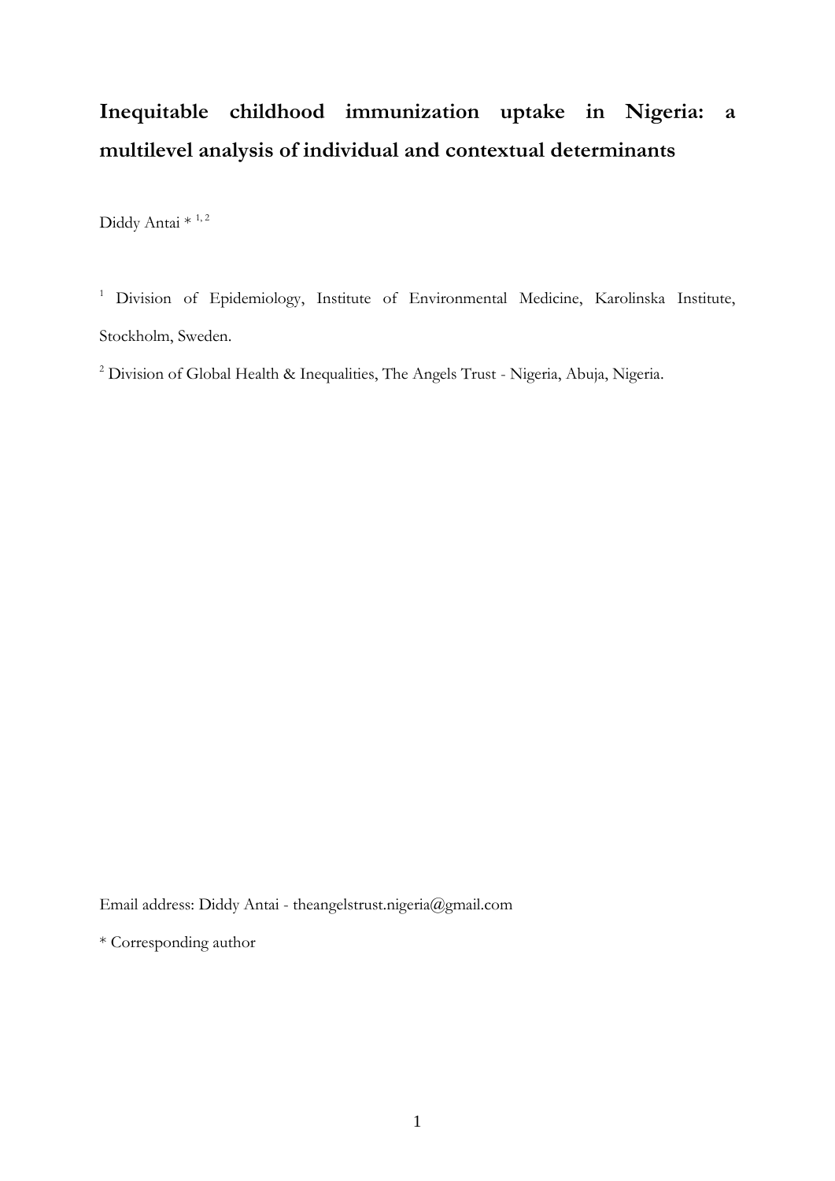# Inequitable childhood immunization uptake in Nigeria: a multilevel analysis of individual and contextual determinants

Diddy Antai * [1, 2]

[1] Division of Epidemiology, Institute of Environmental Medicine, Karolinska Institute, Stockholm, Sweden.

[2] Division of Global Health & Inequalities, The Angels Trust - Nigeria, Abuja, Nigeria.

Email address: Diddy Antai - theangelstrust.nigeria@gmail.com

* Corresponding author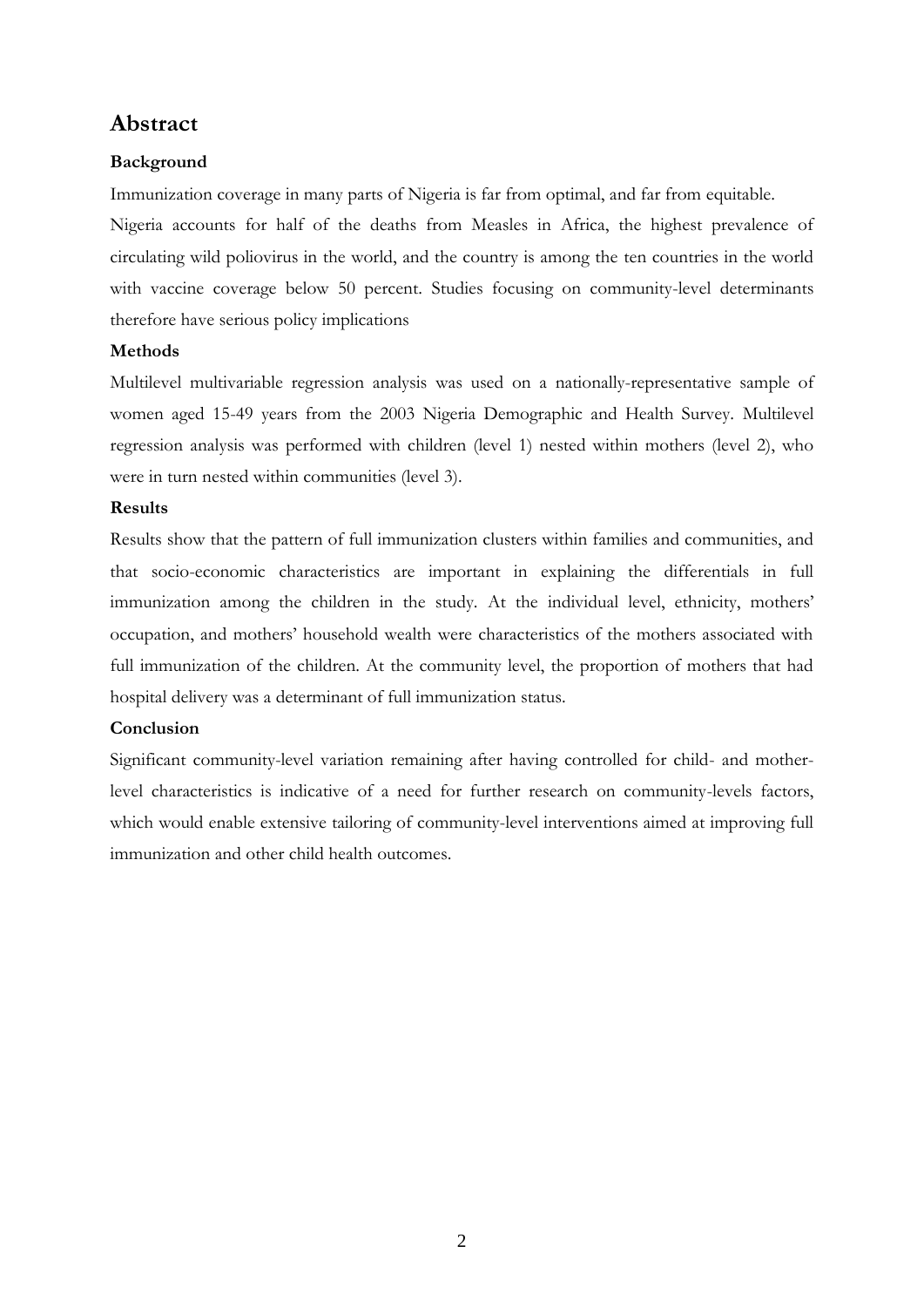## Abstract

### Background

Immunization coverage in many parts of Nigeria is far from optimal, and far from equitable. Nigeria accounts for half of the deaths from Measles in Africa, the highest prevalence of circulating wild poliovirus in the world, and the country is among the ten countries in the world with vaccine coverage below 50 percent. Studies focusing on community-level determinants therefore have serious policy implications

### Methods

Multilevel multivariable regression analysis was used on a nationally-representative sample of women aged 15-49 years from the 2003 Nigeria Demographic and Health Survey. Multilevel regression analysis was performed with children (level 1) nested within mothers (level 2), who were in turn nested within communities (level 3).

### Results

Results show that the pattern of full immunization clusters within families and communities, and that socio-economic characteristics are important in explaining the differentials in full immunization among the children in the study. At the individual level, ethnicity, mothers' occupation, and mothers' household wealth were characteristics of the mothers associated with full immunization of the children. At the community level, the proportion of mothers that had hospital delivery was a determinant of full immunization status.

### Conclusion

Significant community-level variation remaining after having controlled for child- and mother-level characteristics is indicative of a need for further research on community-levels factors, which would enable extensive tailoring of community-level interventions aimed at improving full immunization and other child health outcomes.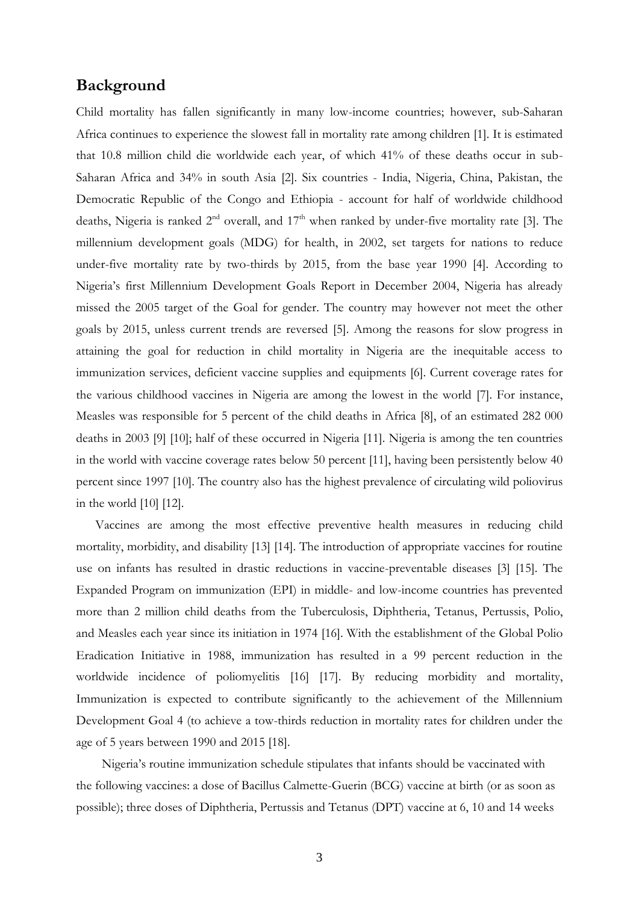## Background

Child mortality has fallen significantly in many low-income countries; however, sub-Saharan Africa continues to experience the slowest fall in mortality rate among children [1]. It is estimated that 10.8 million child die worldwide each year, of which 41% of these deaths occur in sub-Saharan Africa and 34% in south Asia [2]. Six countries - India, Nigeria, China, Pakistan, the Democratic Republic of the Congo and Ethiopia - account for half of worldwide childhood deaths, Nigeria is ranked 2nd overall, and 17th when ranked by under-five mortality rate [3]. The millennium development goals (MDG) for health, in 2002, set targets for nations to reduce under-five mortality rate by two-thirds by 2015, from the base year 1990 [4]. According to Nigeria's first Millennium Development Goals Report in December 2004, Nigeria has already missed the 2005 target of the Goal for gender. The country may however not meet the other goals by 2015, unless current trends are reversed [5]. Among the reasons for slow progress in attaining the goal for reduction in child mortality in Nigeria are the inequitable access to immunization services, deficient vaccine supplies and equipments [6]. Current coverage rates for the various childhood vaccines in Nigeria are among the lowest in the world [7]. For instance, Measles was responsible for 5 percent of the child deaths in Africa [8], of an estimated 282 000 deaths in 2003 [9] [10]; half of these occurred in Nigeria [11]. Nigeria is among the ten countries in the world with vaccine coverage rates below 50 percent [11], having been persistently below 40 percent since 1997 [10]. The country also has the highest prevalence of circulating wild poliovirus in the world [10] [12].

Vaccines are among the most effective preventive health measures in reducing child mortality, morbidity, and disability [13] [14]. The introduction of appropriate vaccines for routine use on infants has resulted in drastic reductions in vaccine-preventable diseases [3] [15]. The Expanded Program on immunization (EPI) in middle- and low-income countries has prevented more than 2 million child deaths from the Tuberculosis, Diphtheria, Tetanus, Pertussis, Polio, and Measles each year since its initiation in 1974 [16]. With the establishment of the Global Polio Eradication Initiative in 1988, immunization has resulted in a 99 percent reduction in the worldwide incidence of poliomyelitis [16] [17]. By reducing morbidity and mortality, Immunization is expected to contribute significantly to the achievement of the Millennium Development Goal 4 (to achieve a tow-thirds reduction in mortality rates for children under the age of 5 years between 1990 and 2015 [18].

Nigeria's routine immunization schedule stipulates that infants should be vaccinated with the following vaccines: a dose of Bacillus Calmette-Guerin (BCG) vaccine at birth (or as soon as possible); three doses of Diphtheria, Pertussis and Tetanus (DPT) vaccine at 6, 10 and 14 weeks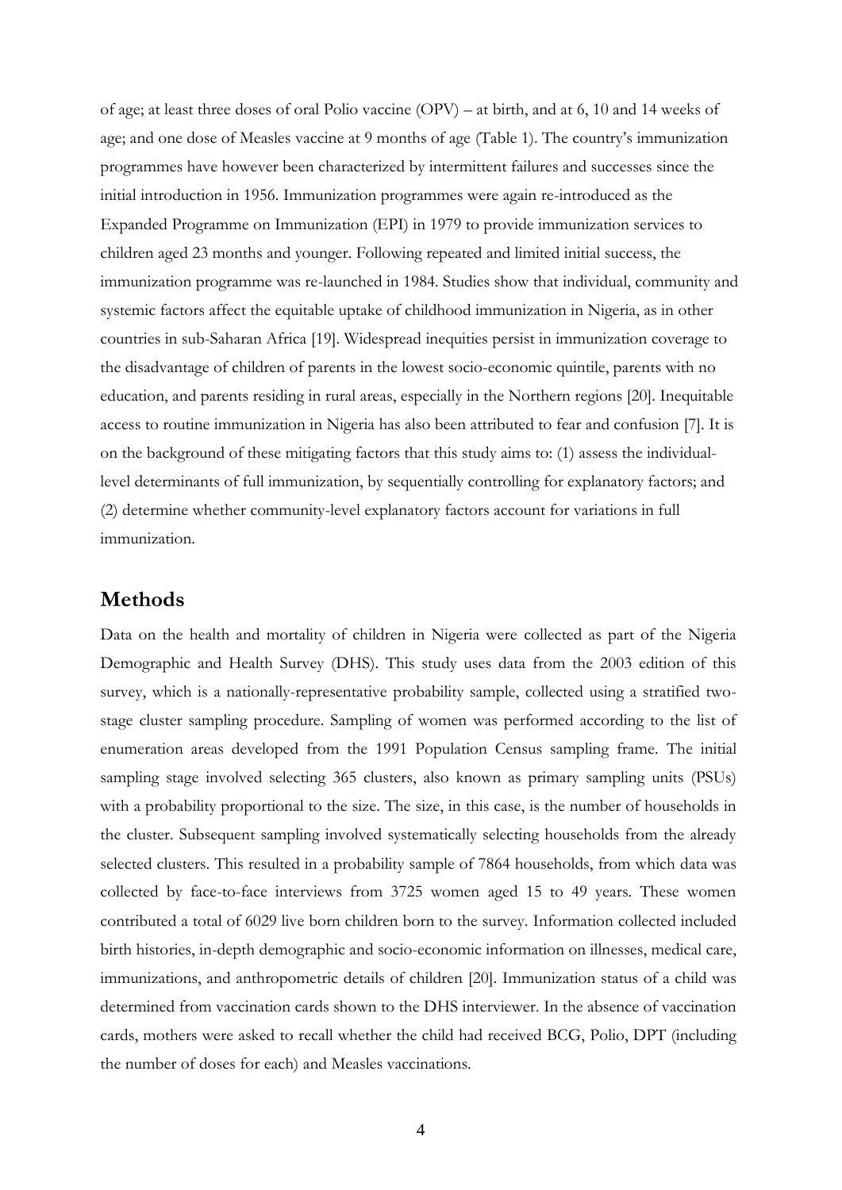of age; at least three doses of oral Polio vaccine (OPV) – at birth, and at 6, 10 and 14 weeks of age; and one dose of Measles vaccine at 9 months of age (Table 1). The country's immunization programmes have however been characterized by intermittent failures and successes since the initial introduction in 1956. Immunization programmes were again re-introduced as the Expanded Programme on Immunization (EPI) in 1979 to provide immunization services to children aged 23 months and younger. Following repeated and limited initial success, the immunization programme was re-launched in 1984. Studies show that individual, community and systemic factors affect the equitable uptake of childhood immunization in Nigeria, as in other countries in sub-Saharan Africa [19]. Widespread inequities persist in immunization coverage to the disadvantage of children of parents in the lowest socio-economic quintile, parents with no education, and parents residing in rural areas, especially in the Northern regions [20]. Inequitable access to routine immunization in Nigeria has also been attributed to fear and confusion [7]. It is on the background of these mitigating factors that this study aims to: (1) assess the individual-level determinants of full immunization, by sequentially controlling for explanatory factors; and (2) determine whether community-level explanatory factors account for variations in full immunization.

## Methods

Data on the health and mortality of children in Nigeria were collected as part of the Nigeria Demographic and Health Survey (DHS). This study uses data from the 2003 edition of this survey, which is a nationally-representative probability sample, collected using a stratified two-stage cluster sampling procedure. Sampling of women was performed according to the list of enumeration areas developed from the 1991 Population Census sampling frame. The initial sampling stage involved selecting 365 clusters, also known as primary sampling units (PSUs) with a probability proportional to the size. The size, in this case, is the number of households in the cluster. Subsequent sampling involved systematically selecting households from the already selected clusters. This resulted in a probability sample of 7864 households, from which data was collected by face-to-face interviews from 3725 women aged 15 to 49 years. These women contributed a total of 6029 live born children born to the survey. Information collected included birth histories, in-depth demographic and socio-economic information on illnesses, medical care, immunizations, and anthropometric details of children [20]. Immunization status of a child was determined from vaccination cards shown to the DHS interviewer. In the absence of vaccination cards, mothers were asked to recall whether the child had received BCG, Polio, DPT (including the number of doses for each) and Measles vaccinations.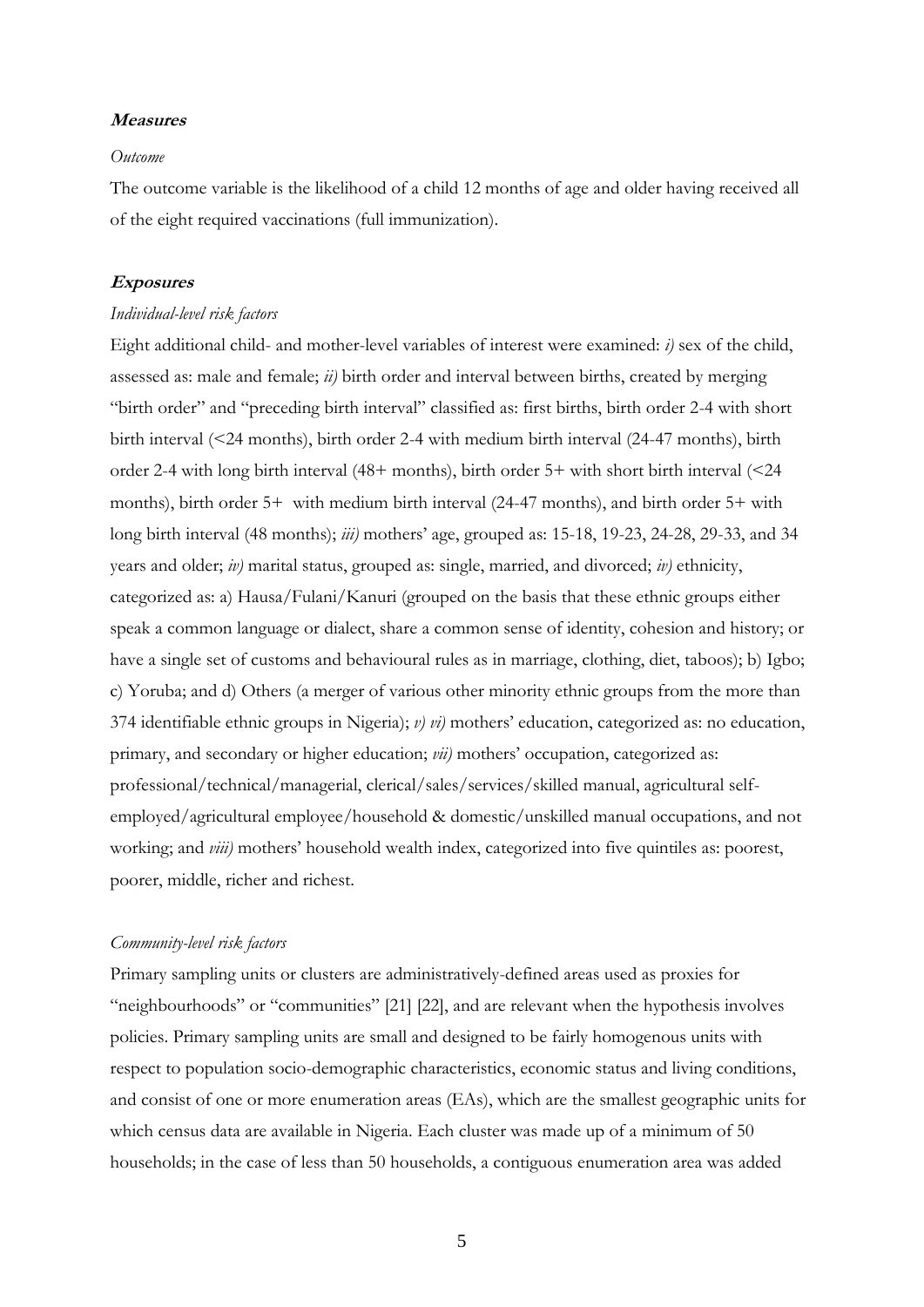### **Measures**

*Outcome*

The outcome variable is the likelihood of a child 12 months of age and older having received all of the eight required vaccinations (full immunization).

### **Exposures**

*Individual-level risk factors*

Eight additional child- and mother-level variables of interest were examined: *i)* sex of the child, assessed as: male and female; *ii)* birth order and interval between births, created by merging "birth order" and "preceding birth interval" classified as: first births, birth order 2-4 with short birth interval (<24 months), birth order 2-4 with medium birth interval (24-47 months), birth order 2-4 with long birth interval (48+ months), birth order 5+ with short birth interval (<24 months), birth order 5+ with medium birth interval (24-47 months), and birth order 5+ with long birth interval (48 months); *iii)* mothers' age, grouped as: 15-18, 19-23, 24-28, 29-33, and 34 years and older; *iv)* marital status, grouped as: single, married, and divorced; *iv)* ethnicity, categorized as: a) Hausa/Fulani/Kanuri (grouped on the basis that these ethnic groups either speak a common language or dialect, share a common sense of identity, cohesion and history; or have a single set of customs and behavioural rules as in marriage, clothing, diet, taboos); b) Igbo; c) Yoruba; and d) Others (a merger of various other minority ethnic groups from the more than 374 identifiable ethnic groups in Nigeria); *v) vi)* mothers' education, categorized as: no education, primary, and secondary or higher education; *vii)* mothers' occupation, categorized as: professional/technical/managerial, clerical/sales/services/skilled manual, agricultural self-employed/agricultural employee/household & domestic/unskilled manual occupations, and not working; and *viii)* mothers' household wealth index, categorized into five quintiles as: poorest, poorer, middle, richer and richest.

*Community-level risk factors*

Primary sampling units or clusters are administratively-defined areas used as proxies for "neighbourhoods" or "communities" [21] [22], and are relevant when the hypothesis involves policies. Primary sampling units are small and designed to be fairly homogenous units with respect to population socio-demographic characteristics, economic status and living conditions, and consist of one or more enumeration areas (EAs), which are the smallest geographic units for which census data are available in Nigeria. Each cluster was made up of a minimum of 50 households; in the case of less than 50 households, a contiguous enumeration area was added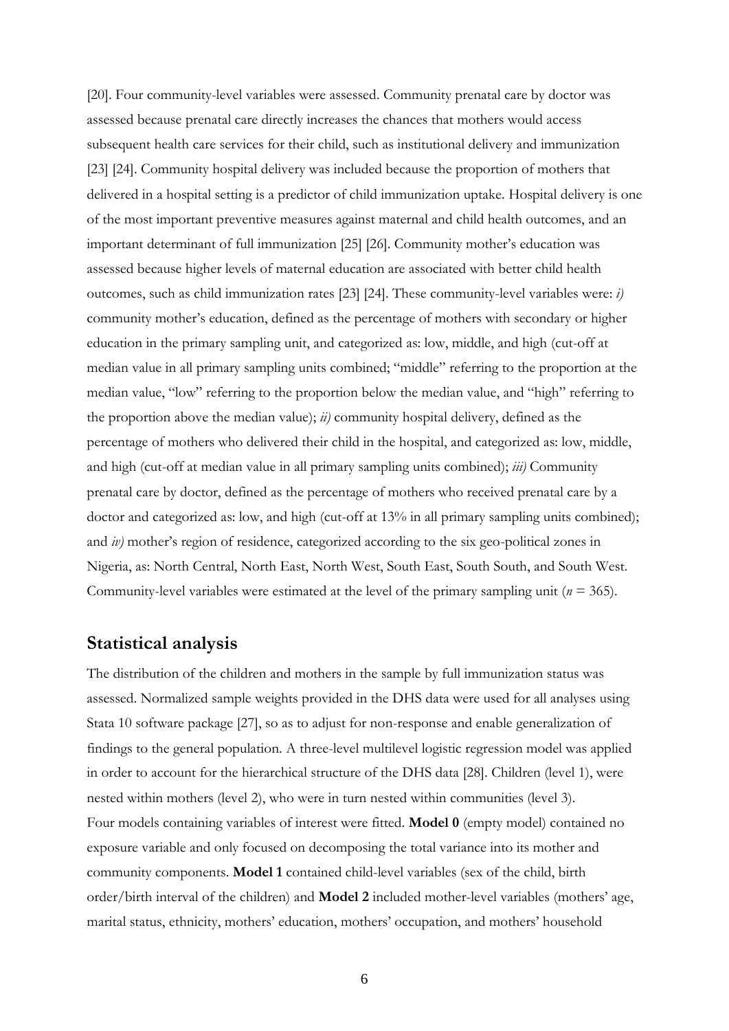[20]. Four community-level variables were assessed. Community prenatal care by doctor was assessed because prenatal care directly increases the chances that mothers would access subsequent health care services for their child, such as institutional delivery and immunization [23] [24]. Community hospital delivery was included because the proportion of mothers that delivered in a hospital setting is a predictor of child immunization uptake. Hospital delivery is one of the most important preventive measures against maternal and child health outcomes, and an important determinant of full immunization [25] [26]. Community mother's education was assessed because higher levels of maternal education are associated with better child health outcomes, such as child immunization rates [23] [24]. These community-level variables were: *i)* community mother's education, defined as the percentage of mothers with secondary or higher education in the primary sampling unit, and categorized as: low, middle, and high (cut-off at median value in all primary sampling units combined; "middle" referring to the proportion at the median value, "low" referring to the proportion below the median value, and "high" referring to the proportion above the median value); *ii)* community hospital delivery, defined as the percentage of mothers who delivered their child in the hospital, and categorized as: low, middle, and high (cut-off at median value in all primary sampling units combined); *iii)* Community prenatal care by doctor, defined as the percentage of mothers who received prenatal care by a doctor and categorized as: low, and high (cut-off at 13% in all primary sampling units combined); and *iv)* mother's region of residence, categorized according to the six geo-political zones in Nigeria, as: North Central, North East, North West, South East, South South, and South West. Community-level variables were estimated at the level of the primary sampling unit ($n$ = 365).

## Statistical analysis

The distribution of the children and mothers in the sample by full immunization status was assessed. Normalized sample weights provided in the DHS data were used for all analyses using Stata 10 software package [27], so as to adjust for non-response and enable generalization of findings to the general population. A three-level multilevel logistic regression model was applied in order to account for the hierarchical structure of the DHS data [28]. Children (level 1), were nested within mothers (level 2), who were in turn nested within communities (level 3).
Four models containing variables of interest were fitted. **Model 0** (empty model) contained no exposure variable and only focused on decomposing the total variance into its mother and community components. **Model 1** contained child-level variables (sex of the child, birth order/birth interval of the children) and **Model 2** included mother-level variables (mothers' age, marital status, ethnicity, mothers' education, mothers' occupation, and mothers' household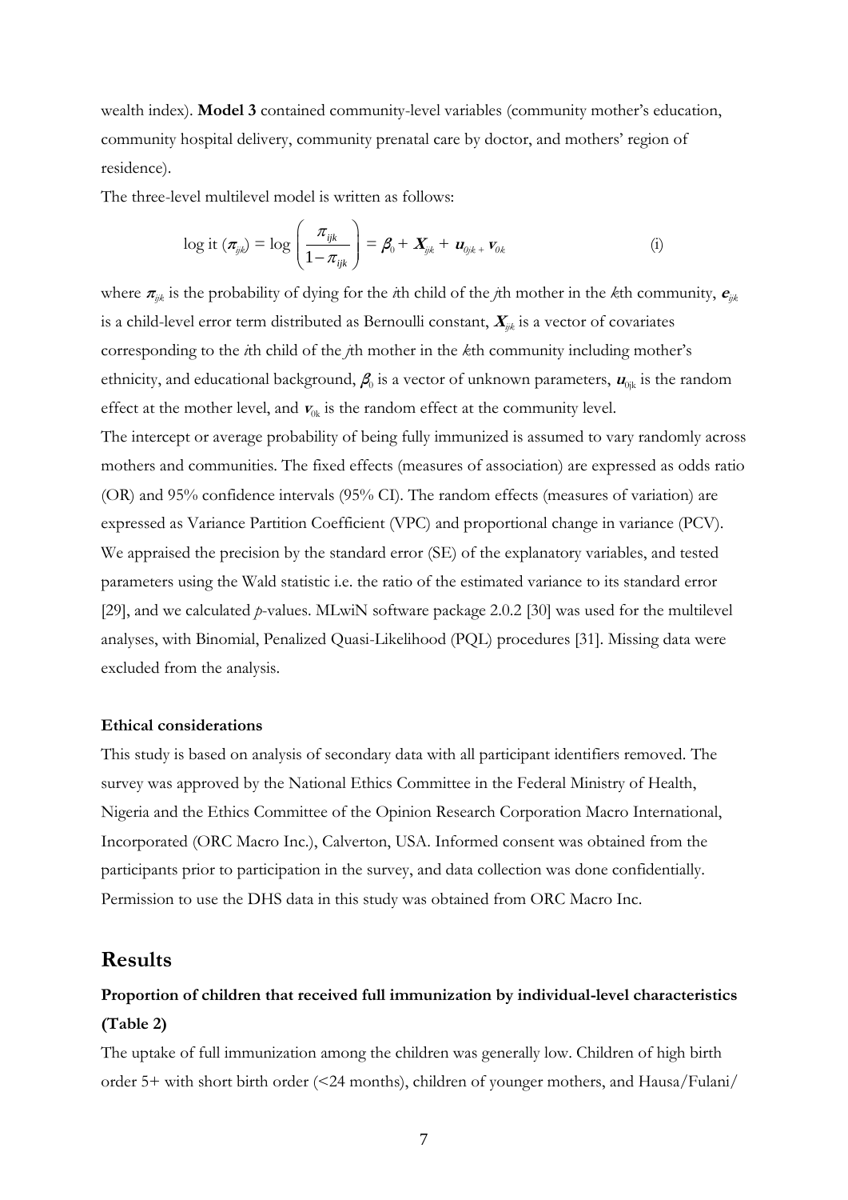wealth index). **Model 3** contained community-level variables (community mother's education, community hospital delivery, community prenatal care by doctor, and mothers' region of residence).

The three-level multilevel model is written as follows:

$$\log\text{it}\,(\pi_{ijk}) = \log\left(\frac{\pi_{ijk}}{1-\pi_{ijk}}\right) = \beta_0 + X_{ijk} + u_{0jk} + v_{0k} \qquad \text{(i)}$$

where $\pi_{ijk}$ is the probability of dying for the *i*th child of the *j*th mother in the *k*th community, $e_{ijk}$ is a child-level error term distributed as Bernoulli constant, $X_{ijk}$ is a vector of covariates corresponding to the *i*th child of the *j*th mother in the *k*th community including mother's ethnicity, and educational background, $\beta_0$ is a vector of unknown parameters, $u_{0jk}$ is the random effect at the mother level, and $v_{0k}$ is the random effect at the community level.

The intercept or average probability of being fully immunized is assumed to vary randomly across mothers and communities. The fixed effects (measures of association) are expressed as odds ratio (OR) and 95% confidence intervals (95% CI). The random effects (measures of variation) are expressed as Variance Partition Coefficient (VPC) and proportional change in variance (PCV). We appraised the precision by the standard error (SE) of the explanatory variables, and tested parameters using the Wald statistic i.e. the ratio of the estimated variance to its standard error [29], and we calculated *p*-values. MLwiN software package 2.0.2 [30] was used for the multilevel analyses, with Binomial, Penalized Quasi-Likelihood (PQL) procedures [31]. Missing data were excluded from the analysis.

#### Ethical considerations

This study is based on analysis of secondary data with all participant identifiers removed. The survey was approved by the National Ethics Committee in the Federal Ministry of Health, Nigeria and the Ethics Committee of the Opinion Research Corporation Macro International, Incorporated (ORC Macro Inc.), Calverton, USA. Informed consent was obtained from the participants prior to participation in the survey, and data collection was done confidentially. Permission to use the DHS data in this study was obtained from ORC Macro Inc.

## Results

### Proportion of children that received full immunization by individual-level characteristics (Table 2)

The uptake of full immunization among the children was generally low. Children of high birth order 5+ with short birth order (<24 months), children of younger mothers, and Hausa/Fulani/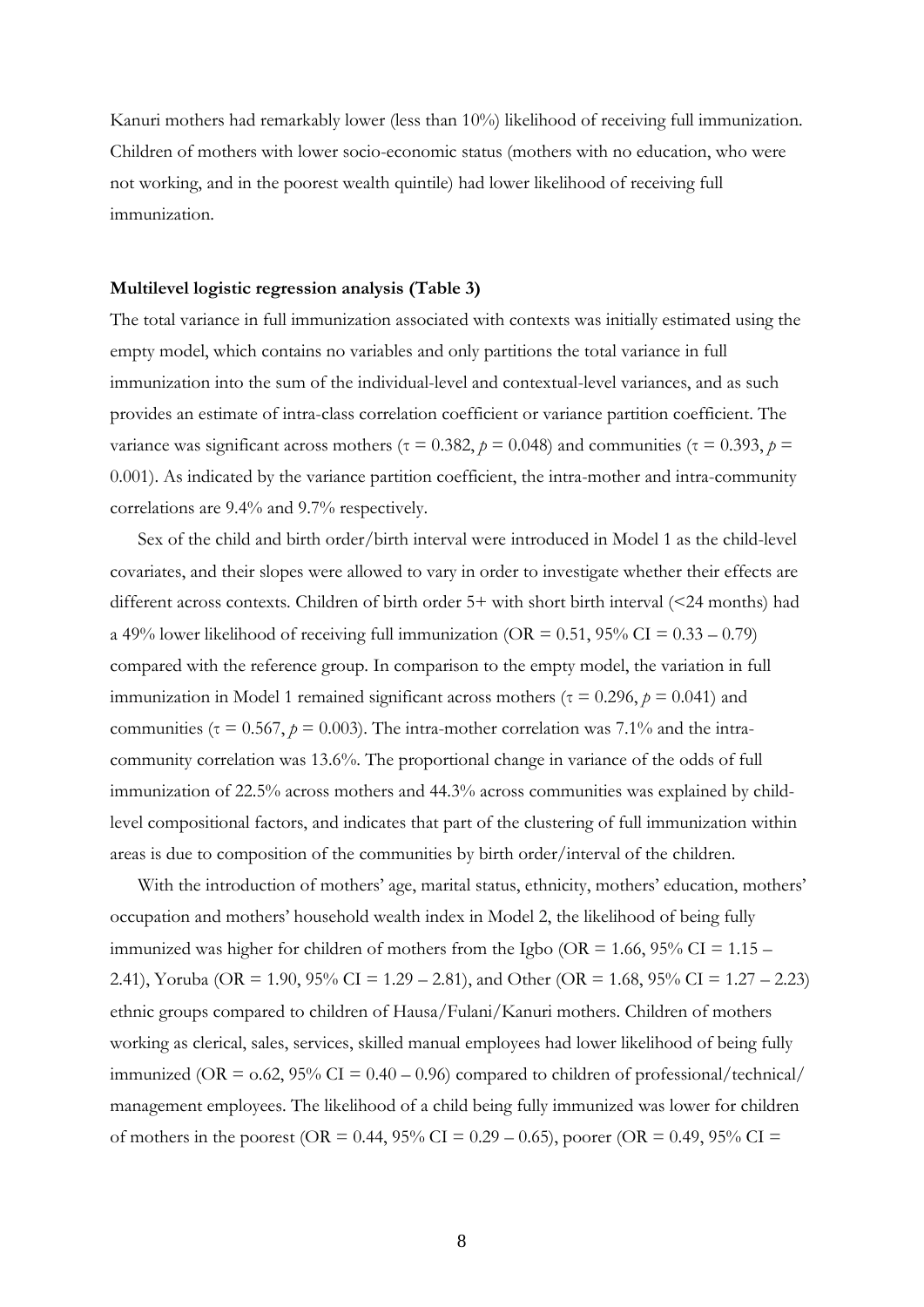Kanuri mothers had remarkably lower (less than 10%) likelihood of receiving full immunization. Children of mothers with lower socio-economic status (mothers with no education, who were not working, and in the poorest wealth quintile) had lower likelihood of receiving full immunization.

**Multilevel logistic regression analysis (Table 3)**

The total variance in full immunization associated with contexts was initially estimated using the empty model, which contains no variables and only partitions the total variance in full immunization into the sum of the individual-level and contextual-level variances, and as such provides an estimate of intra-class correlation coefficient or variance partition coefficient. The variance was significant across mothers ($\tau = 0.382$, $p = 0.048$) and communities ($\tau = 0.393$, $p = 0.001$). As indicated by the variance partition coefficient, the intra-mother and intra-community correlations are 9.4% and 9.7% respectively.

Sex of the child and birth order/birth interval were introduced in Model 1 as the child-level covariates, and their slopes were allowed to vary in order to investigate whether their effects are different across contexts. Children of birth order 5+ with short birth interval (<24 months) had a 49% lower likelihood of receiving full immunization (OR = 0.51, 95% CI = 0.33 – 0.79) compared with the reference group. In comparison to the empty model, the variation in full immunization in Model 1 remained significant across mothers ($\tau = 0.296$, $p = 0.041$) and communities ($\tau = 0.567$, $p = 0.003$). The intra-mother correlation was 7.1% and the intra-community correlation was 13.6%. The proportional change in variance of the odds of full immunization of 22.5% across mothers and 44.3% across communities was explained by child-level compositional factors, and indicates that part of the clustering of full immunization within areas is due to composition of the communities by birth order/interval of the children.

With the introduction of mothers' age, marital status, ethnicity, mothers' education, mothers' occupation and mothers' household wealth index in Model 2, the likelihood of being fully immunized was higher for children of mothers from the Igbo (OR = 1.66, 95% CI = 1.15 – 2.41), Yoruba (OR = 1.90, 95% CI = 1.29 – 2.81), and Other (OR = 1.68, 95% CI = 1.27 – 2.23) ethnic groups compared to children of Hausa/Fulani/Kanuri mothers. Children of mothers working as clerical, sales, services, skilled manual employees had lower likelihood of being fully immunized (OR = o.62, 95% CI = 0.40 – 0.96) compared to children of professional/technical/management employees. The likelihood of a child being fully immunized was lower for children of mothers in the poorest (OR = 0.44, 95% CI = 0.29 – 0.65), poorer (OR = 0.49, 95% CI =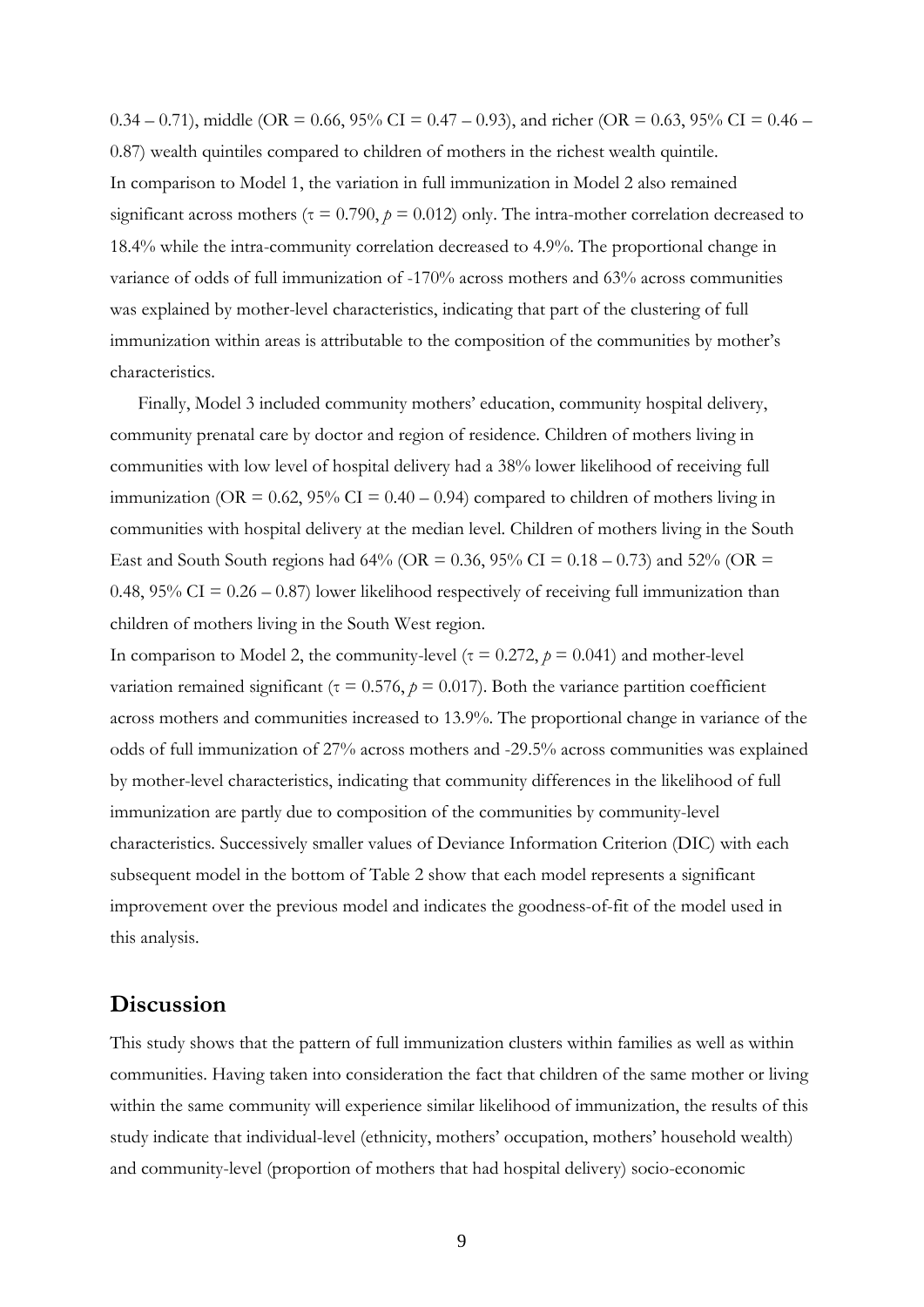0.34 – 0.71), middle (OR = 0.66, 95% CI = 0.47 – 0.93), and richer (OR = 0.63, 95% CI = 0.46 – 0.87) wealth quintiles compared to children of mothers in the richest wealth quintile.

In comparison to Model 1, the variation in full immunization in Model 2 also remained significant across mothers ($\tau = 0.790$, $p = 0.012$) only. The intra-mother correlation decreased to 18.4% while the intra-community correlation decreased to 4.9%. The proportional change in variance of odds of full immunization of -170% across mothers and 63% across communities was explained by mother-level characteristics, indicating that part of the clustering of full immunization within areas is attributable to the composition of the communities by mother's characteristics.

Finally, Model 3 included community mothers' education, community hospital delivery, community prenatal care by doctor and region of residence. Children of mothers living in communities with low level of hospital delivery had a 38% lower likelihood of receiving full immunization (OR = 0.62, 95% CI = 0.40 – 0.94) compared to children of mothers living in communities with hospital delivery at the median level. Children of mothers living in the South East and South South regions had 64% (OR = 0.36, 95% CI = 0.18 – 0.73) and 52% (OR = 0.48, 95% CI = 0.26 – 0.87) lower likelihood respectively of receiving full immunization than children of mothers living in the South West region.

In comparison to Model 2, the community-level ($\tau = 0.272$, $p = 0.041$) and mother-level variation remained significant ($\tau = 0.576$, $p = 0.017$). Both the variance partition coefficient across mothers and communities increased to 13.9%. The proportional change in variance of the odds of full immunization of 27% across mothers and -29.5% across communities was explained by mother-level characteristics, indicating that community differences in the likelihood of full immunization are partly due to composition of the communities by community-level characteristics. Successively smaller values of Deviance Information Criterion (DIC) with each subsequent model in the bottom of Table 2 show that each model represents a significant improvement over the previous model and indicates the goodness-of-fit of the model used in this analysis.

## Discussion

This study shows that the pattern of full immunization clusters within families as well as within communities. Having taken into consideration the fact that children of the same mother or living within the same community will experience similar likelihood of immunization, the results of this study indicate that individual-level (ethnicity, mothers' occupation, mothers' household wealth) and community-level (proportion of mothers that had hospital delivery) socio-economic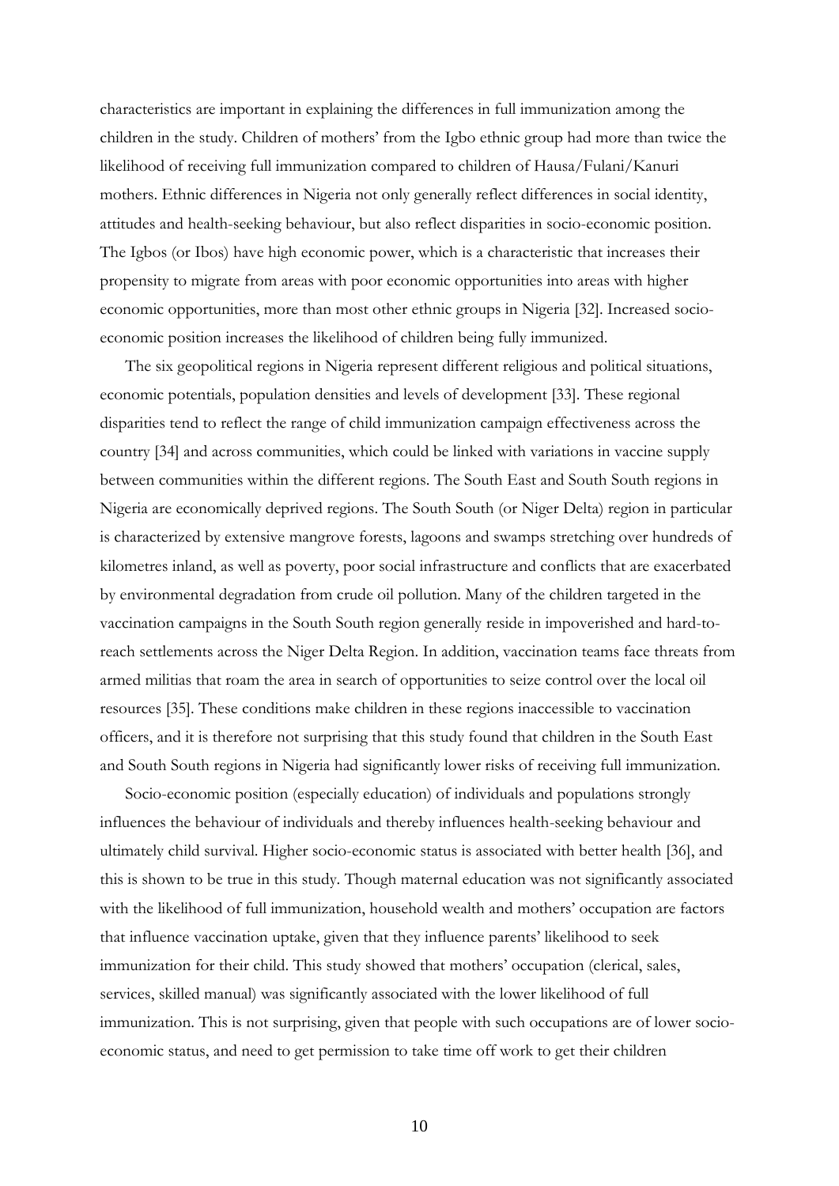characteristics are important in explaining the differences in full immunization among the children in the study. Children of mothers' from the Igbo ethnic group had more than twice the likelihood of receiving full immunization compared to children of Hausa/Fulani/Kanuri mothers. Ethnic differences in Nigeria not only generally reflect differences in social identity, attitudes and health-seeking behaviour, but also reflect disparities in socio-economic position. The Igbos (or Ibos) have high economic power, which is a characteristic that increases their propensity to migrate from areas with poor economic opportunities into areas with higher economic opportunities, more than most other ethnic groups in Nigeria [32]. Increased socio-economic position increases the likelihood of children being fully immunized.

The six geopolitical regions in Nigeria represent different religious and political situations, economic potentials, population densities and levels of development [33]. These regional disparities tend to reflect the range of child immunization campaign effectiveness across the country [34] and across communities, which could be linked with variations in vaccine supply between communities within the different regions. The South East and South South regions in Nigeria are economically deprived regions. The South South (or Niger Delta) region in particular is characterized by extensive mangrove forests, lagoons and swamps stretching over hundreds of kilometres inland, as well as poverty, poor social infrastructure and conflicts that are exacerbated by environmental degradation from crude oil pollution. Many of the children targeted in the vaccination campaigns in the South South region generally reside in impoverished and hard-to-reach settlements across the Niger Delta Region. In addition, vaccination teams face threats from armed militias that roam the area in search of opportunities to seize control over the local oil resources [35]. These conditions make children in these regions inaccessible to vaccination officers, and it is therefore not surprising that this study found that children in the South East and South South regions in Nigeria had significantly lower risks of receiving full immunization.

Socio-economic position (especially education) of individuals and populations strongly influences the behaviour of individuals and thereby influences health-seeking behaviour and ultimately child survival. Higher socio-economic status is associated with better health [36], and this is shown to be true in this study. Though maternal education was not significantly associated with the likelihood of full immunization, household wealth and mothers' occupation are factors that influence vaccination uptake, given that they influence parents' likelihood to seek immunization for their child. This study showed that mothers' occupation (clerical, sales, services, skilled manual) was significantly associated with the lower likelihood of full immunization. This is not surprising, given that people with such occupations are of lower socio-economic status, and need to get permission to take time off work to get their children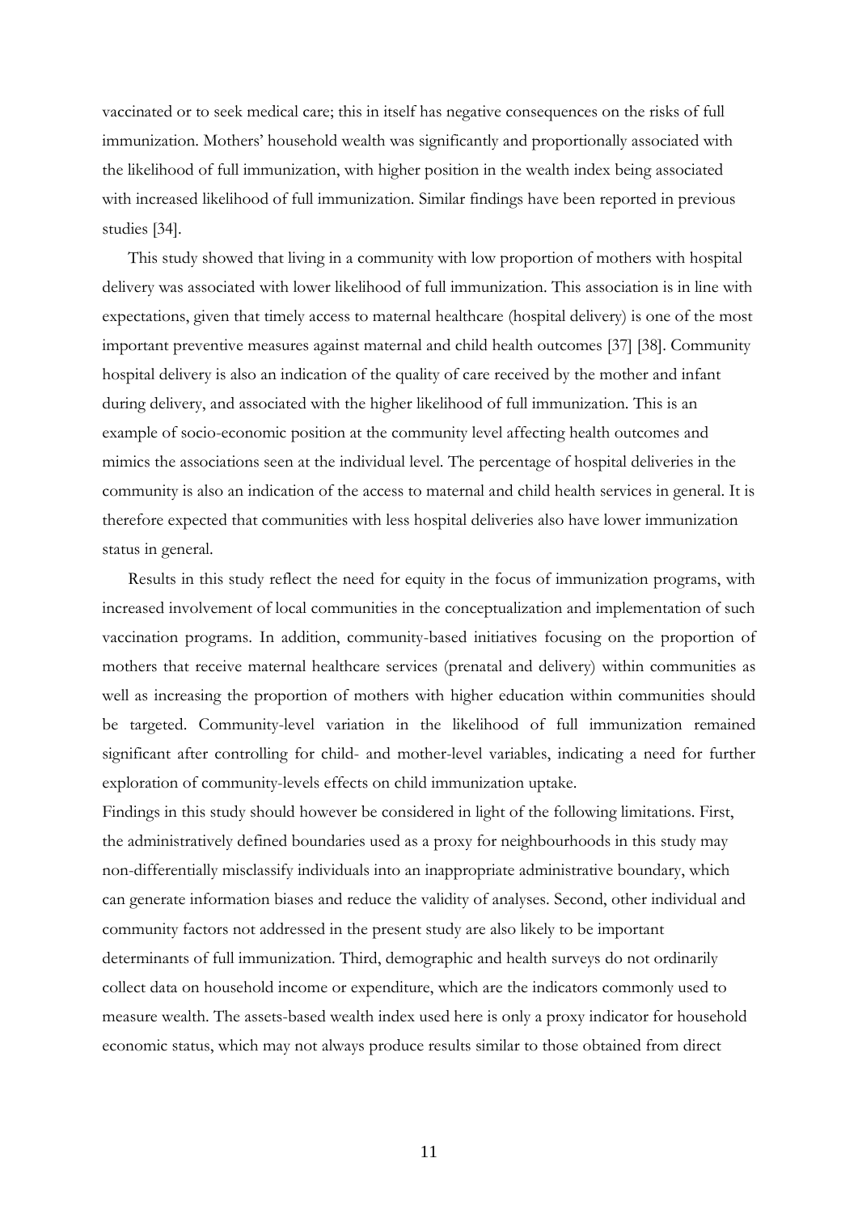vaccinated or to seek medical care; this in itself has negative consequences on the risks of full immunization. Mothers' household wealth was significantly and proportionally associated with the likelihood of full immunization, with higher position in the wealth index being associated with increased likelihood of full immunization. Similar findings have been reported in previous studies [34].

This study showed that living in a community with low proportion of mothers with hospital delivery was associated with lower likelihood of full immunization. This association is in line with expectations, given that timely access to maternal healthcare (hospital delivery) is one of the most important preventive measures against maternal and child health outcomes [37] [38]. Community hospital delivery is also an indication of the quality of care received by the mother and infant during delivery, and associated with the higher likelihood of full immunization. This is an example of socio-economic position at the community level affecting health outcomes and mimics the associations seen at the individual level. The percentage of hospital deliveries in the community is also an indication of the access to maternal and child health services in general. It is therefore expected that communities with less hospital deliveries also have lower immunization status in general.

Results in this study reflect the need for equity in the focus of immunization programs, with increased involvement of local communities in the conceptualization and implementation of such vaccination programs. In addition, community-based initiatives focusing on the proportion of mothers that receive maternal healthcare services (prenatal and delivery) within communities as well as increasing the proportion of mothers with higher education within communities should be targeted. Community-level variation in the likelihood of full immunization remained significant after controlling for child- and mother-level variables, indicating a need for further exploration of community-levels effects on child immunization uptake.

Findings in this study should however be considered in light of the following limitations. First, the administratively defined boundaries used as a proxy for neighbourhoods in this study may non-differentially misclassify individuals into an inappropriate administrative boundary, which can generate information biases and reduce the validity of analyses. Second, other individual and community factors not addressed in the present study are also likely to be important determinants of full immunization. Third, demographic and health surveys do not ordinarily collect data on household income or expenditure, which are the indicators commonly used to measure wealth. The assets-based wealth index used here is only a proxy indicator for household economic status, which may not always produce results similar to those obtained from direct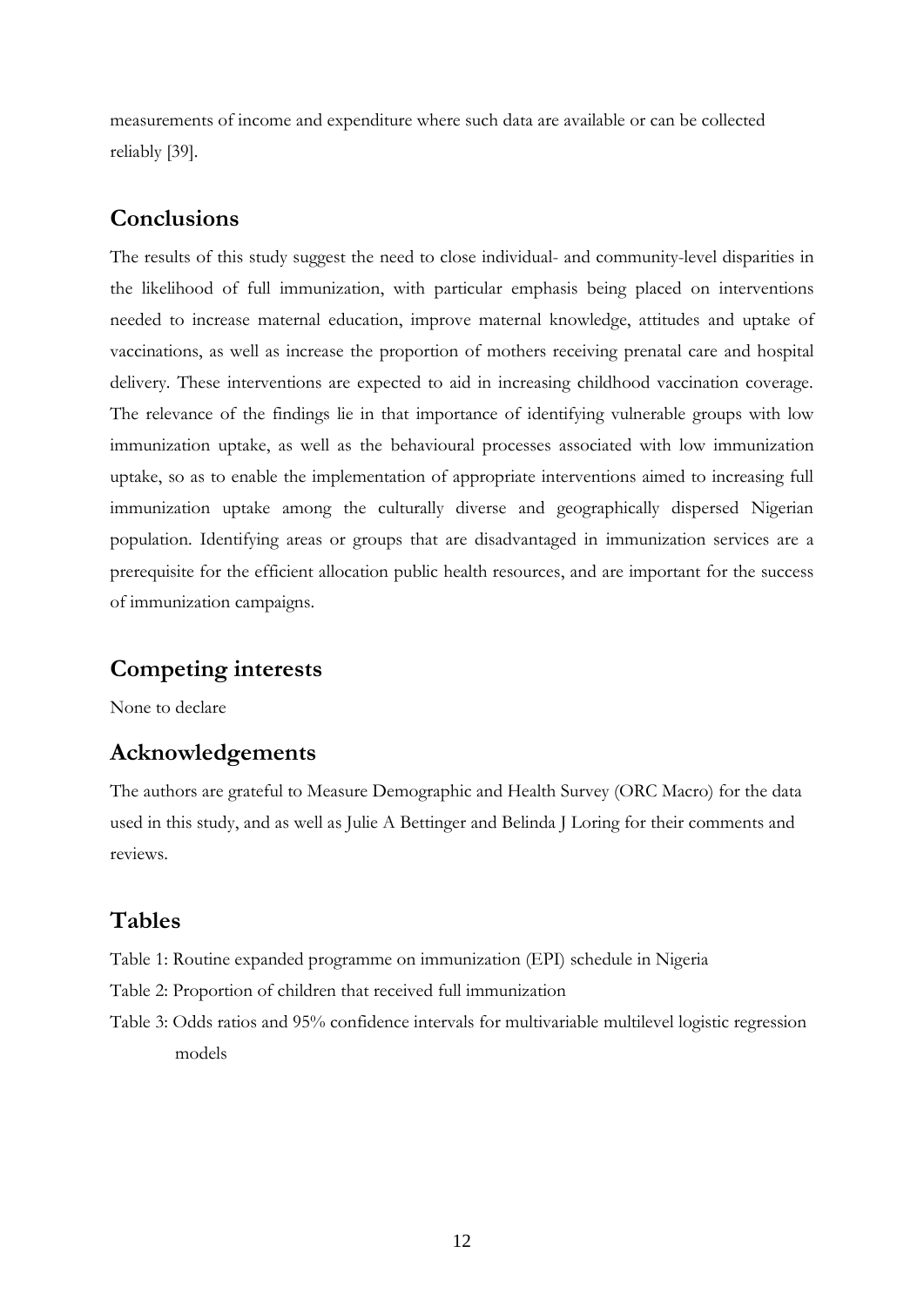measurements of income and expenditure where such data are available or can be collected reliably [39].

## Conclusions

The results of this study suggest the need to close individual- and community-level disparities in the likelihood of full immunization, with particular emphasis being placed on interventions needed to increase maternal education, improve maternal knowledge, attitudes and uptake of vaccinations, as well as increase the proportion of mothers receiving prenatal care and hospital delivery. These interventions are expected to aid in increasing childhood vaccination coverage. The relevance of the findings lie in that importance of identifying vulnerable groups with low immunization uptake, as well as the behavioural processes associated with low immunization uptake, so as to enable the implementation of appropriate interventions aimed to increasing full immunization uptake among the culturally diverse and geographically dispersed Nigerian population. Identifying areas or groups that are disadvantaged in immunization services are a prerequisite for the efficient allocation public health resources, and are important for the success of immunization campaigns.

## Competing interests

None to declare

## Acknowledgements

The authors are grateful to Measure Demographic and Health Survey (ORC Macro) for the data used in this study, and as well as Julie A Bettinger and Belinda J Loring for their comments and reviews.

## Tables

Table 1: Routine expanded programme on immunization (EPI) schedule in Nigeria

Table 2: Proportion of children that received full immunization

Table 3: Odds ratios and 95% confidence intervals for multivariable multilevel logistic regression models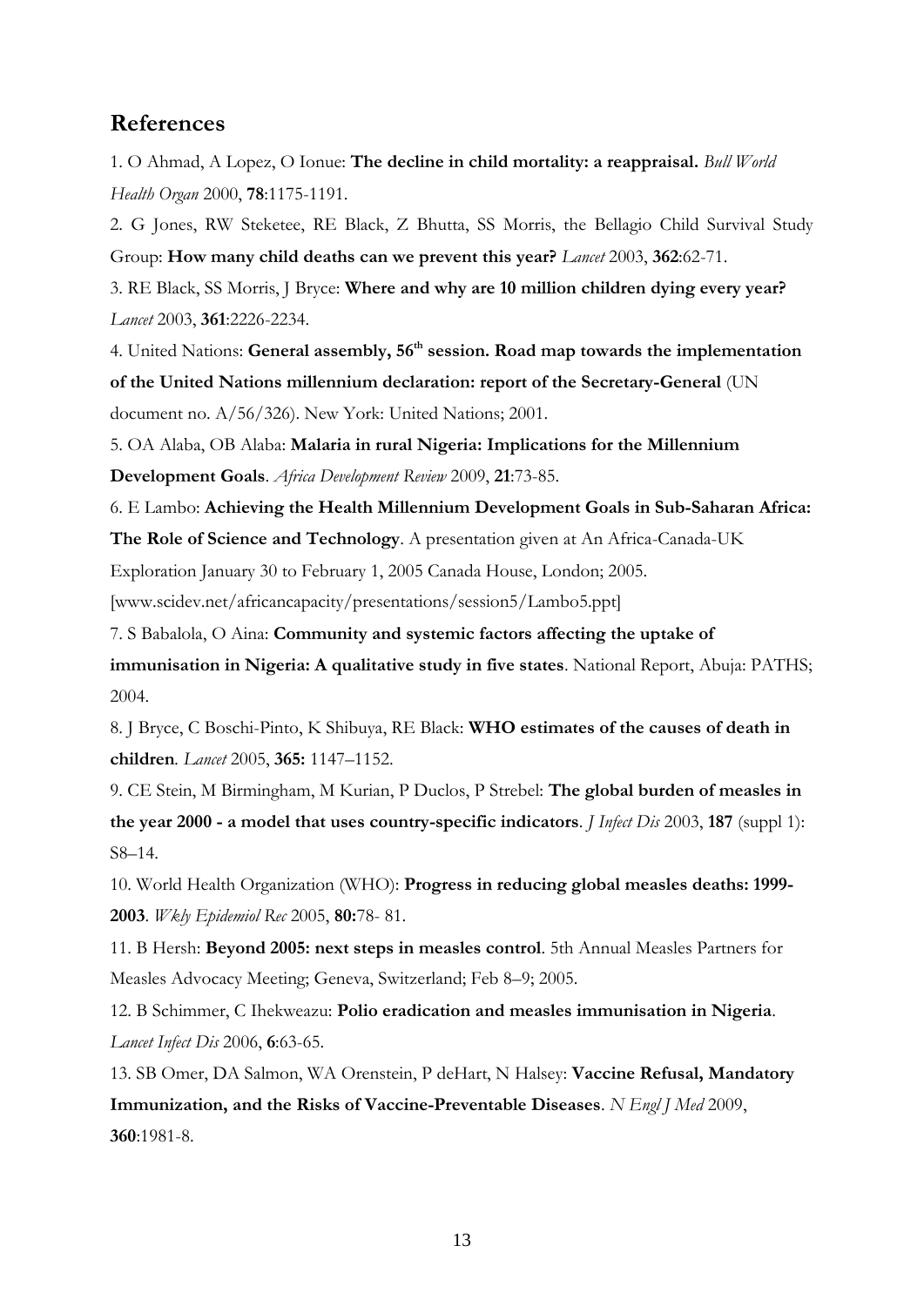## References

1. O Ahmad, A Lopez, O Ionue: **The decline in child mortality: a reappraisal.** *Bull World Health Organ* 2000, **78**:1175-1191.

2. G Jones, RW Steketee, RE Black, Z Bhutta, SS Morris, the Bellagio Child Survival Study Group: **How many child deaths can we prevent this year?** *Lancet* 2003, **362**:62-71.

3. RE Black, SS Morris, J Bryce: **Where and why are 10 million children dying every year?** *Lancet* 2003, **361**:2226-2234.

4. United Nations: **General assembly, 56th session. Road map towards the implementation of the United Nations millennium declaration: report of the Secretary-General** (UN document no. A/56/326). New York: United Nations; 2001.

5. OA Alaba, OB Alaba: **Malaria in rural Nigeria: Implications for the Millennium Development Goals**. *Africa Development Review* 2009, **21**:73-85.

6. E Lambo: **Achieving the Health Millennium Development Goals in Sub-Saharan Africa: The Role of Science and Technology**. A presentation given at An Africa-Canada-UK Exploration January 30 to February 1, 2005 Canada House, London; 2005. [www.scidev.net/africancapacity/presentations/session5/Lambo5.ppt]

7. S Babalola, O Aina: **Community and systemic factors affecting the uptake of immunisation in Nigeria: A qualitative study in five states**. National Report, Abuja: PATHS; 2004.

8. J Bryce, C Boschi-Pinto, K Shibuya, RE Black: **WHO estimates of the causes of death in children**. *Lancet* 2005, **365:** 1147–1152.

9. CE Stein, M Birmingham, M Kurian, P Duclos, P Strebel: **The global burden of measles in the year 2000 - a model that uses country-specific indicators**. *J Infect Dis* 2003, **187** (suppl 1): S8–14.

10. World Health Organization (WHO): **Progress in reducing global measles deaths: 1999-2003**. *Wkly Epidemiol Rec* 2005, **80:**78- 81.

11. B Hersh: **Beyond 2005: next steps in measles control**. 5th Annual Measles Partners for Measles Advocacy Meeting; Geneva, Switzerland; Feb 8–9; 2005.

12. B Schimmer, C Ihekweazu: **Polio eradication and measles immunisation in Nigeria**. *Lancet Infect Dis* 2006, **6**:63-65.

13. SB Omer, DA Salmon, WA Orenstein, P deHart, N Halsey: **Vaccine Refusal, Mandatory Immunization, and the Risks of Vaccine-Preventable Diseases**. *N Engl J Med* 2009, **360**:1981-8.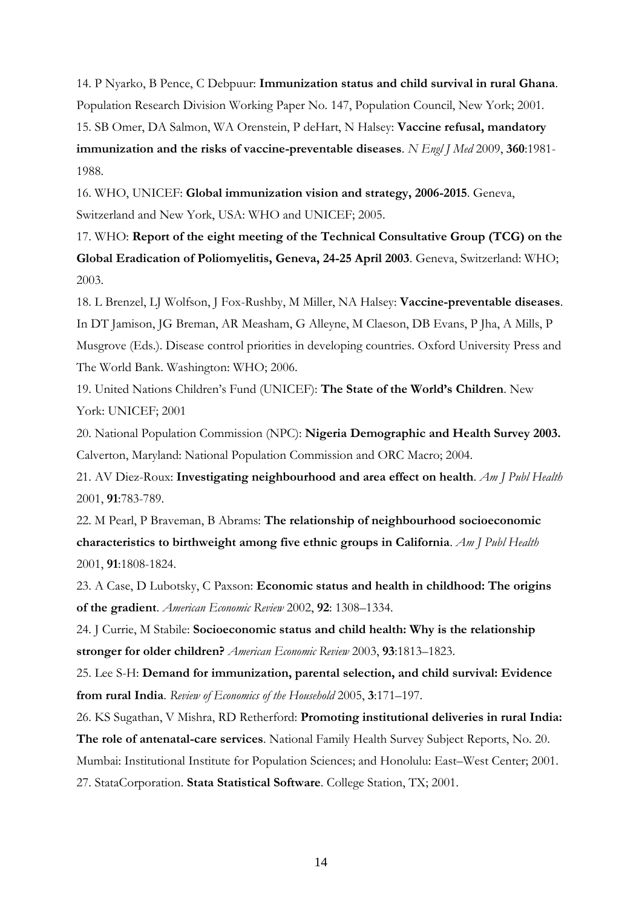14. P Nyarko, B Pence, C Debpuur: **Immunization status and child survival in rural Ghana**. Population Research Division Working Paper No. 147, Population Council, New York; 2001.

15. SB Omer, DA Salmon, WA Orenstein, P deHart, N Halsey: **Vaccine refusal, mandatory immunization and the risks of vaccine-preventable diseases**. *N Engl J Med* 2009, **360**:1981-1988.

16. WHO, UNICEF: **Global immunization vision and strategy, 2006-2015**. Geneva, Switzerland and New York, USA: WHO and UNICEF; 2005.

17. WHO: **Report of the eight meeting of the Technical Consultative Group (TCG) on the Global Eradication of Poliomyelitis, Geneva, 24-25 April 2003**. Geneva, Switzerland: WHO; 2003.

18. L Brenzel, LJ Wolfson, J Fox-Rushby, M Miller, NA Halsey: **Vaccine-preventable diseases**. In DT Jamison, JG Breman, AR Measham, G Alleyne, M Claeson, DB Evans, P Jha, A Mills, P Musgrove (Eds.). Disease control priorities in developing countries. Oxford University Press and The World Bank. Washington: WHO; 2006.

19. United Nations Children's Fund (UNICEF): **The State of the World's Children**. New York: UNICEF; 2001

20. National Population Commission (NPC): **Nigeria Demographic and Health Survey 2003.** Calverton, Maryland: National Population Commission and ORC Macro; 2004.

21. AV Diez-Roux: **Investigating neighbourhood and area effect on health**. *Am J Publ Health* 2001, **91**:783-789.

22. M Pearl, P Braveman, B Abrams: **The relationship of neighbourhood socioeconomic characteristics to birthweight among five ethnic groups in California**. *Am J Publ Health* 2001, **91**:1808-1824.

23. A Case, D Lubotsky, C Paxson: **Economic status and health in childhood: The origins of the gradient**. *American Economic Review* 2002, **92**: 1308–1334.

24. J Currie, M Stabile: **Socioeconomic status and child health: Why is the relationship stronger for older children?** *American Economic Review* 2003, **93**:1813–1823.

25. Lee S-H: **Demand for immunization, parental selection, and child survival: Evidence from rural India**. *Review of Economics of the Household* 2005, **3**:171–197.

26. KS Sugathan, V Mishra, RD Retherford: **Promoting institutional deliveries in rural India: The role of antenatal-care services**. National Family Health Survey Subject Reports, No. 20. Mumbai: Institutional Institute for Population Sciences; and Honolulu: East–West Center; 2001.

27. StataCorporation. **Stata Statistical Software**. College Station, TX; 2001.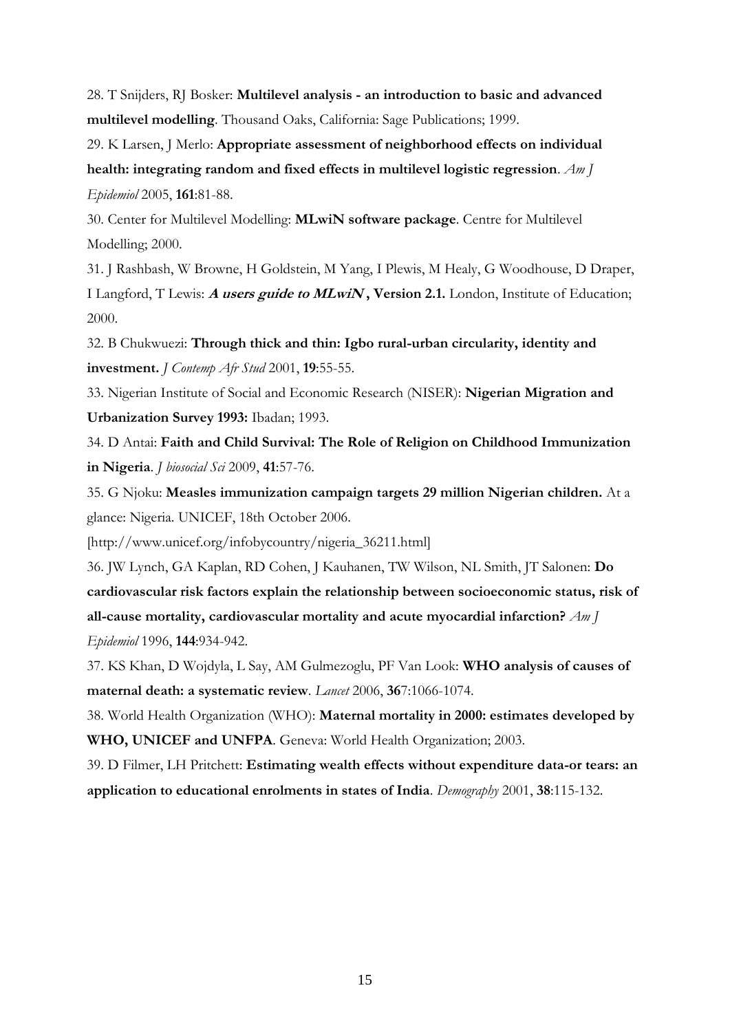28. T Snijders, RJ Bosker: **Multilevel analysis - an introduction to basic and advanced multilevel modelling**. Thousand Oaks, California: Sage Publications; 1999.

29. K Larsen, J Merlo: **Appropriate assessment of neighborhood effects on individual health: integrating random and fixed effects in multilevel logistic regression**. *Am J Epidemiol* 2005, **161**:81-88.

30. Center for Multilevel Modelling: **MLwiN software package**. Centre for Multilevel Modelling; 2000.

31. J Rashbash, W Browne, H Goldstein, M Yang, I Plewis, M Healy, G Woodhouse, D Draper, I Langford, T Lewis: ***A users guide to MLwiN*, Version 2.1.** London, Institute of Education; 2000.

32. B Chukwuezi: **Through thick and thin: Igbo rural-urban circularity, identity and investment.** *J Contemp Afr Stud* 2001, **19**:55-55.

33. Nigerian Institute of Social and Economic Research (NISER): **Nigerian Migration and Urbanization Survey 1993:** Ibadan; 1993.

34. D Antai: **Faith and Child Survival: The Role of Religion on Childhood Immunization in Nigeria**. *J biosocial Sci* 2009, **41**:57-76.

35. G Njoku: **Measles immunization campaign targets 29 million Nigerian children.** At a glance: Nigeria. UNICEF, 18th October 2006. [http://www.unicef.org/infobycountry/nigeria_36211.html]

36. JW Lynch, GA Kaplan, RD Cohen, J Kauhanen, TW Wilson, NL Smith, JT Salonen: **Do cardiovascular risk factors explain the relationship between socioeconomic status, risk of all-cause mortality, cardiovascular mortality and acute myocardial infarction?** *Am J Epidemiol* 1996, **144**:934-942.

37. KS Khan, D Wojdyla, L Say, AM Gulmezoglu, PF Van Look: **WHO analysis of causes of maternal death: a systematic review**. *Lancet* 2006, **36**7:1066-1074.

38. World Health Organization (WHO): **Maternal mortality in 2000: estimates developed by WHO, UNICEF and UNFPA**. Geneva: World Health Organization; 2003.

39. D Filmer, LH Pritchett: **Estimating wealth effects without expenditure data-or tears: an application to educational enrolments in states of India**. *Demography* 2001, **38**:115-132.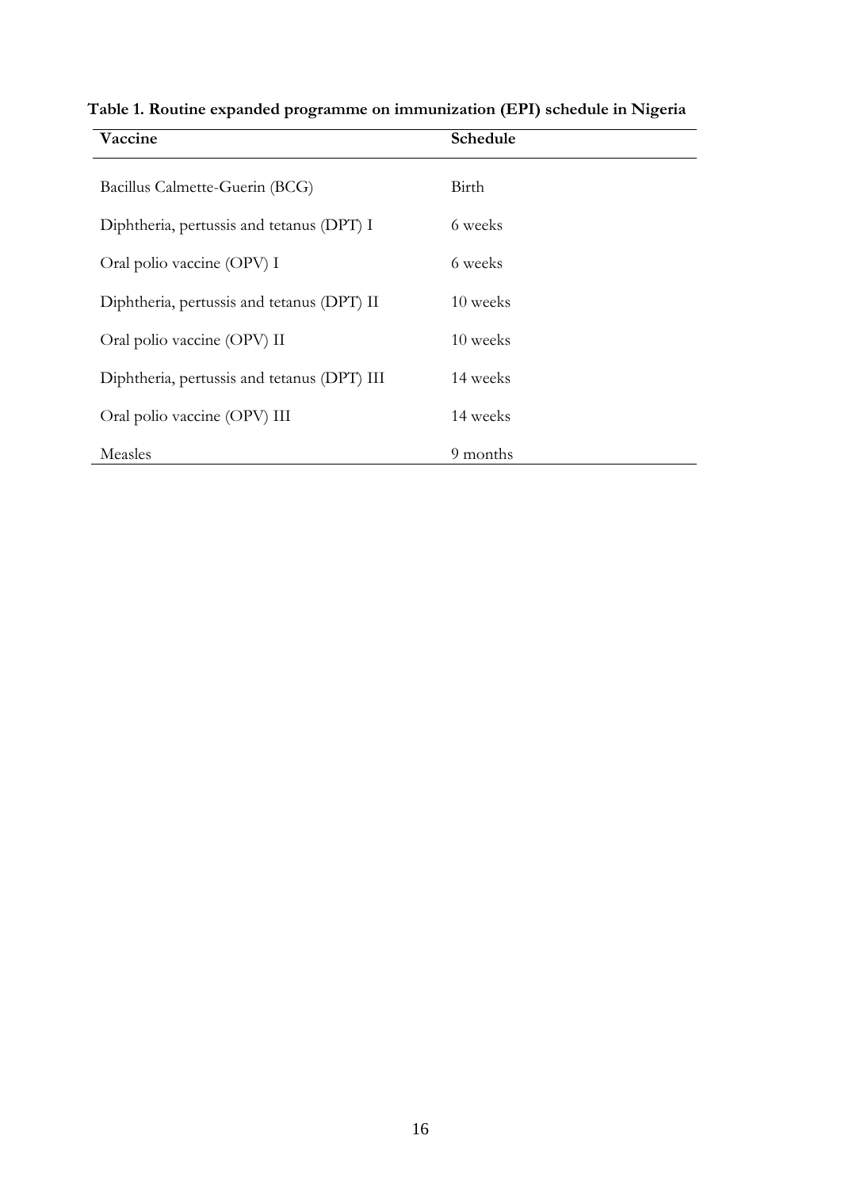**Table 1. Routine expanded programme on immunization (EPI) schedule in Nigeria**

| Vaccine | Schedule |
|---|---|
| Bacillus Calmette-Guerin (BCG) | Birth |
| Diphtheria, pertussis and tetanus (DPT) I | 6 weeks |
| Oral polio vaccine (OPV) I | 6 weeks |
| Diphtheria, pertussis and tetanus (DPT) II | 10 weeks |
| Oral polio vaccine (OPV) II | 10 weeks |
| Diphtheria, pertussis and tetanus (DPT) III | 14 weeks |
| Oral polio vaccine (OPV) III | 14 weeks |
| Measles | 9 months |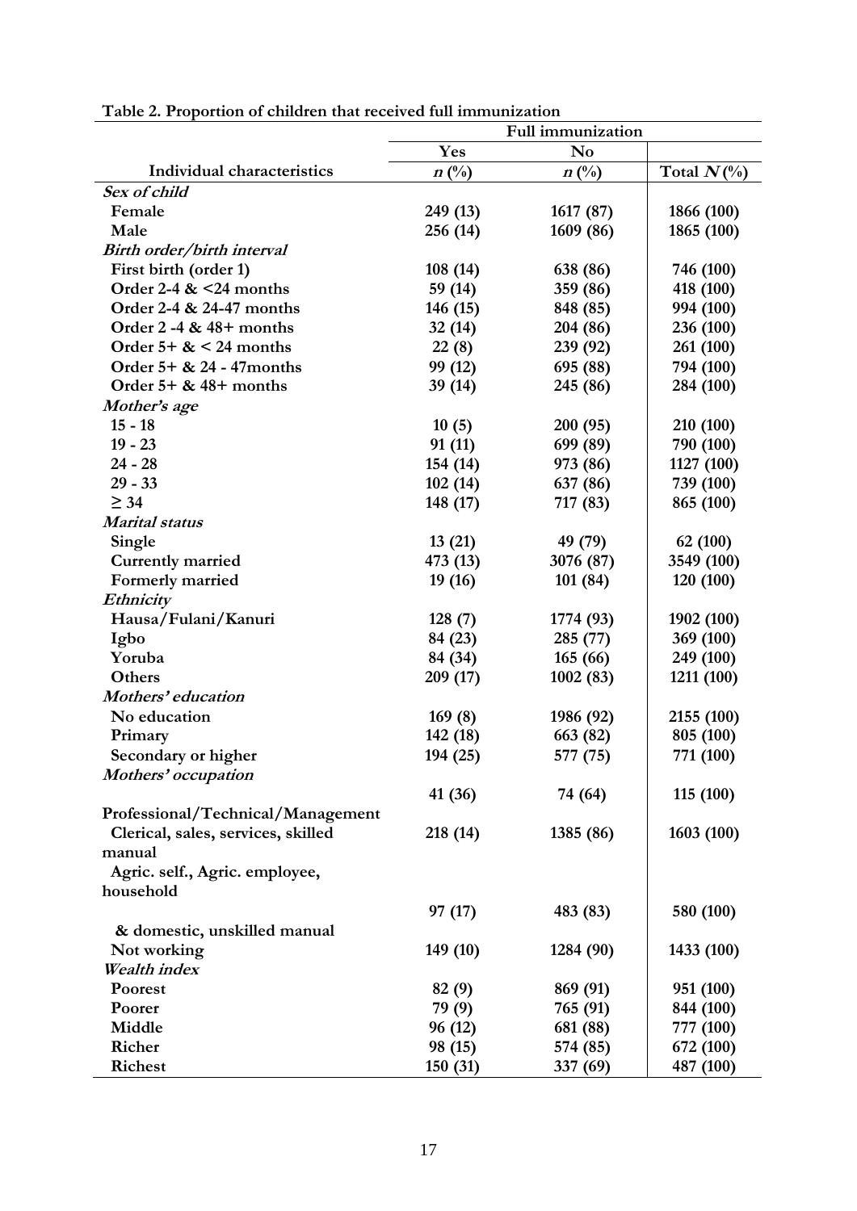**Table 2. Proportion of children that received full immunization**

| | Full immunization | | |
|---|---|---|---|
| | Yes | No | |
| Individual characteristics | *n* (%) | *n* (%) | Total *N* (%) |
| ***Sex of child*** | | | |
| Female | 249 (13) | 1617 (87) | 1866 (100) |
| Male | 256 (14) | 1609 (86) | 1865 (100) |
| ***Birth order/birth interval*** | | | |
| First birth (order 1) | 108 (14) | 638 (86) | 746 (100) |
| Order 2-4 & <24 months | 59 (14) | 359 (86) | 418 (100) |
| Order 2-4 & 24-47 months | 146 (15) | 848 (85) | 994 (100) |
| Order 2 -4 & 48+ months | 32 (14) | 204 (86) | 236 (100) |
| Order 5+ & < 24 months | 22 (8) | 239 (92) | 261 (100) |
| Order 5+ & 24 - 47months | 99 (12) | 695 (88) | 794 (100) |
| Order 5+ & 48+ months | 39 (14) | 245 (86) | 284 (100) |
| ***Mother's age*** | | | |
| 15 - 18 | 10 (5) | 200 (95) | 210 (100) |
| 19 - 23 | 91 (11) | 699 (89) | 790 (100) |
| 24 - 28 | 154 (14) | 973 (86) | 1127 (100) |
| 29 - 33 | 102 (14) | 637 (86) | 739 (100) |
| ≥ 34 | 148 (17) | 717 (83) | 865 (100) |
| ***Marital status*** | | | |
| Single | 13 (21) | 49 (79) | 62 (100) |
| Currently married | 473 (13) | 3076 (87) | 3549 (100) |
| Formerly married | 19 (16) | 101 (84) | 120 (100) |
| ***Ethnicity*** | | | |
| Hausa/Fulani/Kanuri | 128 (7) | 1774 (93) | 1902 (100) |
| Igbo | 84 (23) | 285 (77) | 369 (100) |
| Yoruba | 84 (34) | 165 (66) | 249 (100) |
| Others | 209 (17) | 1002 (83) | 1211 (100) |
| ***Mothers' education*** | | | |
| No education | 169 (8) | 1986 (92) | 2155 (100) |
| Primary | 142 (18) | 663 (82) | 805 (100) |
| Secondary or higher | 194 (25) | 577 (75) | 771 (100) |
| ***Mothers' occupation*** | | | |
| Professional/Technical/Management | 41 (36) | 74 (64) | 115 (100) |
| Clerical, sales, services, skilled manual | 218 (14) | 1385 (86) | 1603 (100) |
| Agric. self., Agric. employee, household & domestic, unskilled manual | 97 (17) | 483 (83) | 580 (100) |
| Not working | 149 (10) | 1284 (90) | 1433 (100) |
| ***Wealth index*** | | | |
| Poorest | 82 (9) | 869 (91) | 951 (100) |
| Poorer | 79 (9) | 765 (91) | 844 (100) |
| Middle | 96 (12) | 681 (88) | 777 (100) |
| Richer | 98 (15) | 574 (85) | 672 (100) |
| Richest | 150 (31) | 337 (69) | 487 (100) |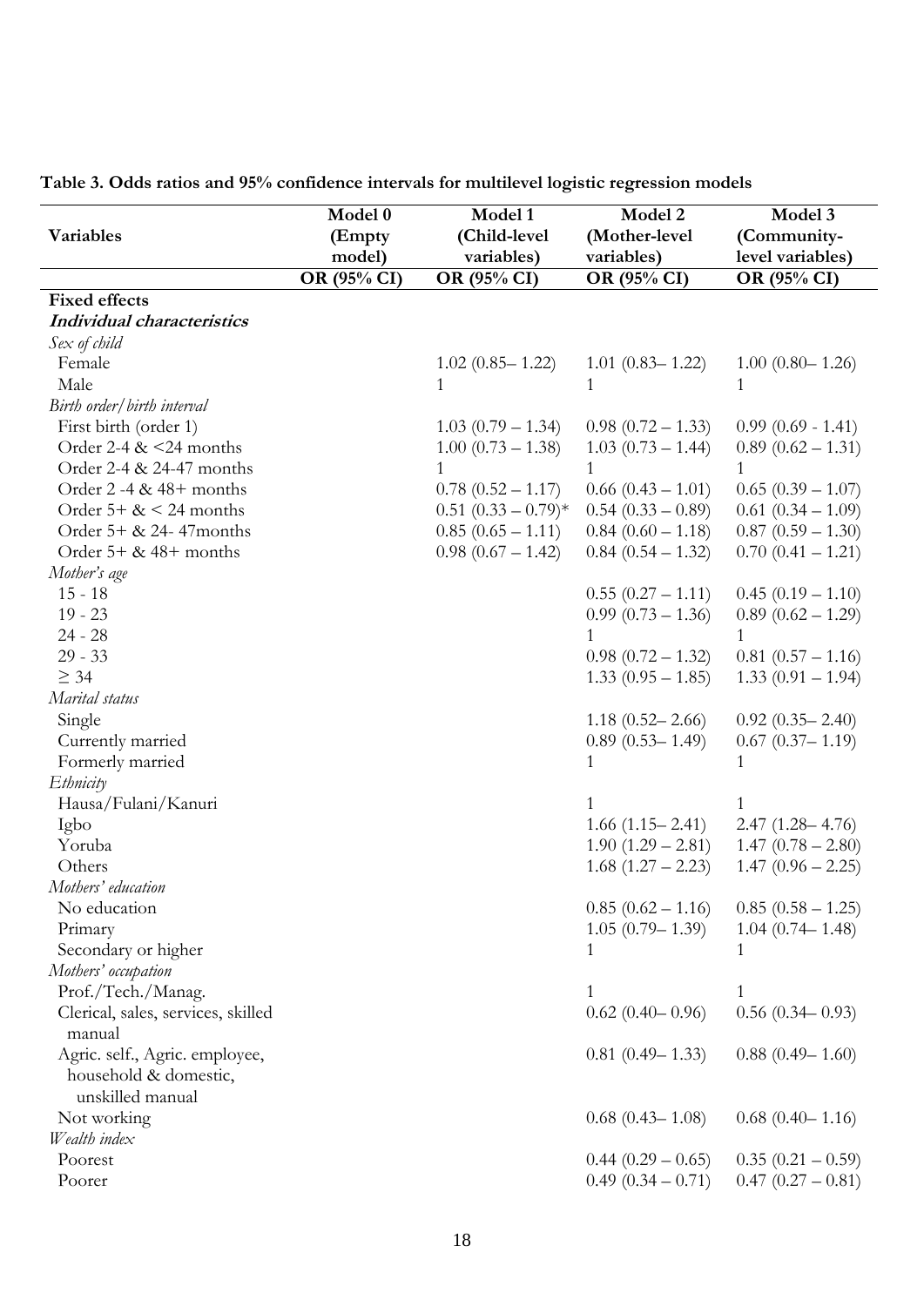**Table 3. Odds ratios and 95% confidence intervals for multilevel logistic regression models**

| Variables | Model 0 (Empty model) | Model 1 (Child-level variables) | Model 2 (Mother-level variables) | Model 3 (Community-level variables) |
|---|---|---|---|---|
| | OR (95% CI) | OR (95% CI) | OR (95% CI) | OR (95% CI) |
| **Fixed effects** | | | | |
| ***Individual characteristics*** | | | | |
| *Sex of child* | | | | |
| Female | | 1.02 (0.85– 1.22) | 1.01 (0.83– 1.22) | 1.00 (0.80– 1.26) |
| Male | | 1 | 1 | 1 |
| *Birth order/birth interval* | | | | |
| First birth (order 1) | | 1.03 (0.79 – 1.34) | 0.98 (0.72 – 1.33) | 0.99 (0.69 - 1.41) |
| Order 2-4 & <24 months | | 1.00 (0.73 – 1.38) | 1.03 (0.73 – 1.44) | 0.89 (0.62 – 1.31) |
| Order 2-4 & 24-47 months | | 1 | 1 | 1 |
| Order 2 -4 & 48+ months | | 0.78 (0.52 – 1.17) | 0.66 (0.43 – 1.01) | 0.65 (0.39 – 1.07) |
| Order 5+ & < 24 months | | 0.51 (0.33 – 0.79)* | 0.54 (0.33 – 0.89) | 0.61 (0.34 – 1.09) |
| Order 5+ & 24- 47months | | 0.85 (0.65 – 1.11) | 0.84 (0.60 – 1.18) | 0.87 (0.59 – 1.30) |
| Order 5+ & 48+ months | | 0.98 (0.67 – 1.42) | 0.84 (0.54 – 1.32) | 0.70 (0.41 – 1.21) |
| *Mother's age* | | | | |
| 15 - 18 | | | 0.55 (0.27 – 1.11) | 0.45 (0.19 – 1.10) |
| 19 - 23 | | | 0.99 (0.73 – 1.36) | 0.89 (0.62 – 1.29) |
| 24 - 28 | | | 1 | 1 |
| 29 - 33 | | | 0.98 (0.72 – 1.32) | 0.81 (0.57 – 1.16) |
| ≥ 34 | | | 1.33 (0.95 – 1.85) | 1.33 (0.91 – 1.94) |
| *Marital status* | | | | |
| Single | | | 1.18 (0.52– 2.66) | 0.92 (0.35– 2.40) |
| Currently married | | | 0.89 (0.53– 1.49) | 0.67 (0.37– 1.19) |
| Formerly married | | | 1 | 1 |
| *Ethnicity* | | | | |
| Hausa/Fulani/Kanuri | | | 1 | 1 |
| Igbo | | | 1.66 (1.15– 2.41) | 2.47 (1.28– 4.76) |
| Yoruba | | | 1.90 (1.29 – 2.81) | 1.47 (0.78 – 2.80) |
| Others | | | 1.68 (1.27 – 2.23) | 1.47 (0.96 – 2.25) |
| *Mothers' education* | | | | |
| No education | | | 0.85 (0.62 – 1.16) | 0.85 (0.58 – 1.25) |
| Primary | | | 1.05 (0.79– 1.39) | 1.04 (0.74– 1.48) |
| Secondary or higher | | | 1 | 1 |
| *Mothers' occupation* | | | | |
| Prof./Tech./Manag. | | | 1 | 1 |
| Clerical, sales, services, skilled manual | | | 0.62 (0.40– 0.96) | 0.56 (0.34– 0.93) |
| Agric. self., Agric. employee, household & domestic, unskilled manual | | | 0.81 (0.49– 1.33) | 0.88 (0.49– 1.60) |
| Not working | | | 0.68 (0.43– 1.08) | 0.68 (0.40– 1.16) |
| *Wealth index* | | | | |
| Poorest | | | 0.44 (0.29 – 0.65) | 0.35 (0.21 – 0.59) |
| Poorer | | | 0.49 (0.34 – 0.71) | 0.47 (0.27 – 0.81) |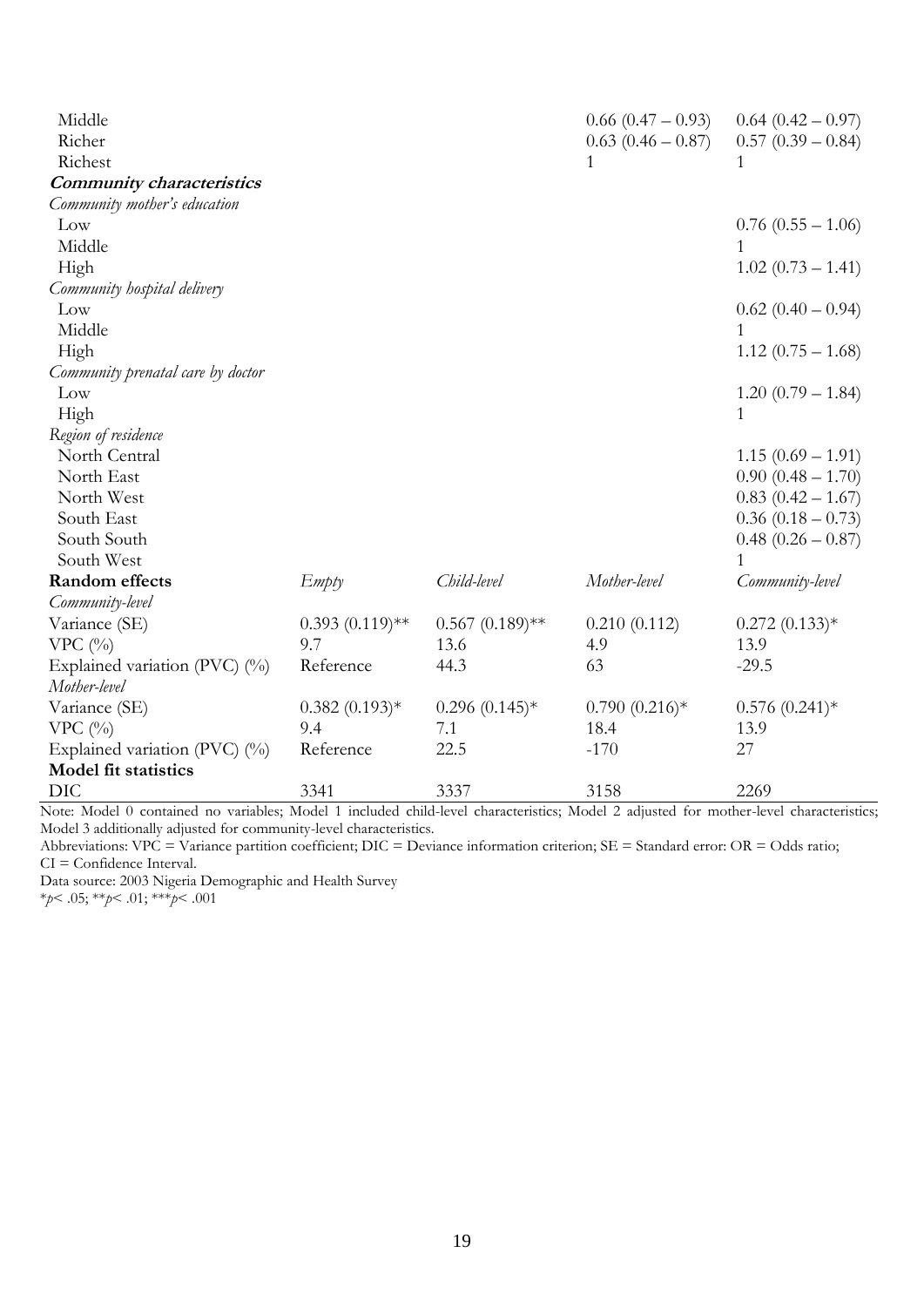| | | | | |
|---|---|---|---|---|
| Middle | | | 0.66 (0.47 – 0.93) | 0.64 (0.42 – 0.97) |
| Richer | | | 0.63 (0.46 – 0.87) | 0.57 (0.39 – 0.84) |
| Richest | | | 1 | 1 |
| ***Community characteristics*** | | | | |
| *Community mother's education* | | | | |
| Low | | | | 0.76 (0.55 – 1.06) |
| Middle | | | | 1 |
| High | | | | 1.02 (0.73 – 1.41) |
| *Community hospital delivery* | | | | |
| Low | | | | 0.62 (0.40 – 0.94) |
| Middle | | | | 1 |
| High | | | | 1.12 (0.75 – 1.68) |
| *Community prenatal care by doctor* | | | | |
| Low | | | | 1.20 (0.79 – 1.84) |
| High | | | | 1 |
| *Region of residence* | | | | |
| North Central | | | | 1.15 (0.69 – 1.91) |
| North East | | | | 0.90 (0.48 – 1.70) |
| North West | | | | 0.83 (0.42 – 1.67) |
| South East | | | | 0.36 (0.18 – 0.73) |
| South South | | | | 0.48 (0.26 – 0.87) |
| South West | | | | 1 |
| **Random effects** | *Empty* | *Child-level* | *Mother-level* | *Community-level* |
| *Community-level* | | | | |
| Variance (SE) | 0.393 (0.119)** | 0.567 (0.189)** | 0.210 (0.112) | 0.272 (0.133)* |
| VPC (%) | 9.7 | 13.6 | 4.9 | 13.9 |
| Explained variation (PVC) (%) | Reference | 44.3 | 63 | -29.5 |
| *Mother-level* | | | | |
| Variance (SE) | 0.382 (0.193)* | 0.296 (0.145)* | 0.790 (0.216)* | 0.576 (0.241)* |
| VPC (%) | 9.4 | 7.1 | 18.4 | 13.9 |
| Explained variation (PVC) (%) | Reference | 22.5 | -170 | 27 |
| **Model fit statistics** | | | | |
| DIC | 3341 | 3337 | 3158 | 2269 |

Note: Model 0 contained no variables; Model 1 included child-level characteristics; Model 2 adjusted for mother-level characteristics; Model 3 additionally adjusted for community-level characteristics.

Abbreviations: VPC = Variance partition coefficient; DIC = Deviance information criterion; SE = Standard error: OR = Odds ratio; CI = Confidence Interval.

Data source: 2003 Nigeria Demographic and Health Survey

*$p < .05$; **$p < .01$; ***$p < .001$